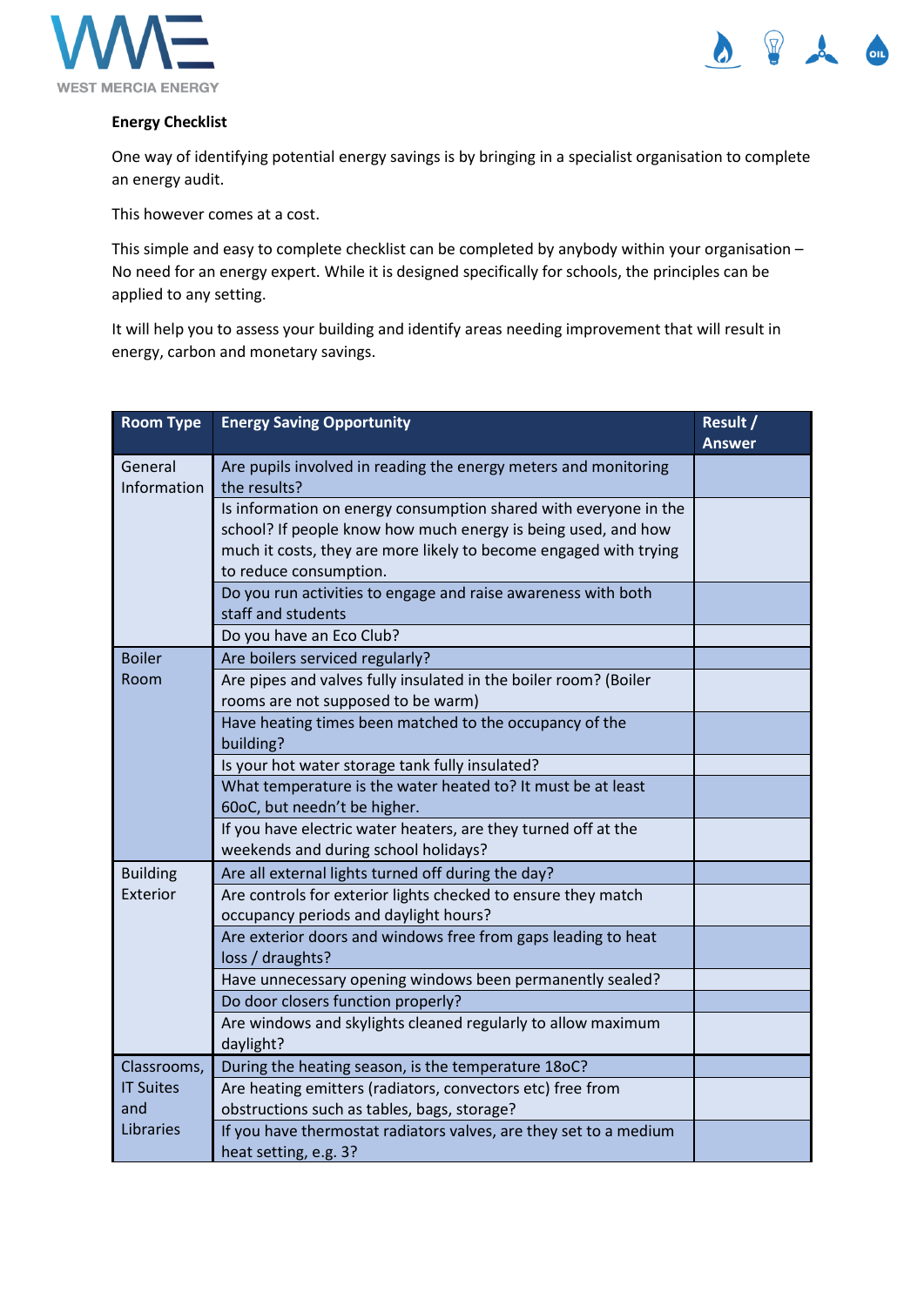WEST MERCIA ENERGY

**Energy Checklist**

One way of identifying potential energy savings is by bringing in a specialist organisation to complete an energy audit.

This however comes at a cost.

This simple and easy to complete checklist can be completed by anybody within your organisation – No need for an energy expert. While it is designed specifically for schools, the principles can be applied to any setting.

It will help you to assess your building and identify areas needing improvement that will result in energy, carbon and monetary savings.

| Room Type | Energy Saving Opportunity | Result / Answer |
|---|---|---|
| General Information | Are pupils involved in reading the energy meters and monitoring the results? | |
| | Is information on energy consumption shared with everyone in the school? If people know how much energy is being used, and how much it costs, they are more likely to become engaged with trying to reduce consumption. | |
| | Do you run activities to engage and raise awareness with both staff and students | |
| | Do you have an Eco Club? | |
| Boiler Room | Are boilers serviced regularly? | |
| | Are pipes and valves fully insulated in the boiler room? (Boiler rooms are not supposed to be warm) | |
| | Have heating times been matched to the occupancy of the building? | |
| | Is your hot water storage tank fully insulated? | |
| | What temperature is the water heated to? It must be at least 60oC, but needn't be higher. | |
| | If you have electric water heaters, are they turned off at the weekends and during school holidays? | |
| Building Exterior | Are all external lights turned off during the day? | |
| | Are controls for exterior lights checked to ensure they match occupancy periods and daylight hours? | |
| | Are exterior doors and windows free from gaps leading to heat loss / draughts? | |
| | Have unnecessary opening windows been permanently sealed? | |
| | Do door closers function properly? | |
| | Are windows and skylights cleaned regularly to allow maximum daylight? | |
| Classrooms, IT Suites and Libraries | During the heating season, is the temperature 18oC? | |
| | Are heating emitters (radiators, convectors etc) free from obstructions such as tables, bags, storage? | |
| | If you have thermostat radiators valves, are they set to a medium heat setting, e.g. 3? | |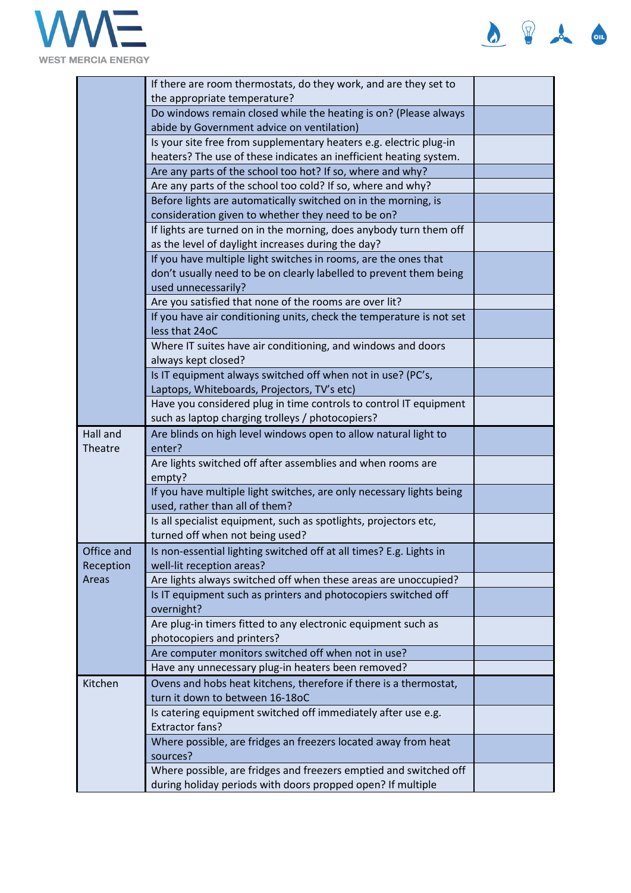| | | |
|---|---|---|
| | If there are room thermostats, do they work, and are they set to the appropriate temperature? | |
| | Do windows remain closed while the heating is on? (Please always abide by Government advice on ventilation) | |
| | Is your site free from supplementary heaters e.g. electric plug-in heaters? The use of these indicates an inefficient heating system. | |
| | Are any parts of the school too hot? If so, where and why? | |
| | Are any parts of the school too cold? If so, where and why? | |
| | Before lights are automatically switched on in the morning, is consideration given to whether they need to be on? | |
| | If lights are turned on in the morning, does anybody turn them off as the level of daylight increases during the day? | |
| | If you have multiple light switches in rooms, are the ones that don't usually need to be on clearly labelled to prevent them being used unnecessarily? | |
| | Are you satisfied that none of the rooms are over lit? | |
| | If you have air conditioning units, check the temperature is not set less that 24oC | |
| | Where IT suites have air conditioning, and windows and doors always kept closed? | |
| | Is IT equipment always switched off when not in use? (PC's, Laptops, Whiteboards, Projectors, TV's etc) | |
| | Have you considered plug in time controls to control IT equipment such as laptop charging trolleys / photocopiers? | |
| Hall and Theatre | Are blinds on high level windows open to allow natural light to enter? | |
| | Are lights switched off after assemblies and when rooms are empty? | |
| | If you have multiple light switches, are only necessary lights being used, rather than all of them? | |
| | Is all specialist equipment, such as spotlights, projectors etc, turned off when not being used? | |
| Office and Reception Areas | Is non-essential lighting switched off at all times? E.g. Lights in well-lit reception areas? | |
| | Are lights always switched off when these areas are unoccupied? | |
| | Is IT equipment such as printers and photocopiers switched off overnight? | |
| | Are plug-in timers fitted to any electronic equipment such as photocopiers and printers? | |
| | Are computer monitors switched off when not in use? | |
| | Have any unnecessary plug-in heaters been removed? | |
| Kitchen | Ovens and hobs heat kitchens, therefore if there is a thermostat, turn it down to between 16-18oC | |
| | Is catering equipment switched off immediately after use e.g. Extractor fans? | |
| | Where possible, are fridges an freezers located away from heat sources? | |
| | Where possible, are fridges and freezers emptied and switched off during holiday periods with doors propped open? If multiple | |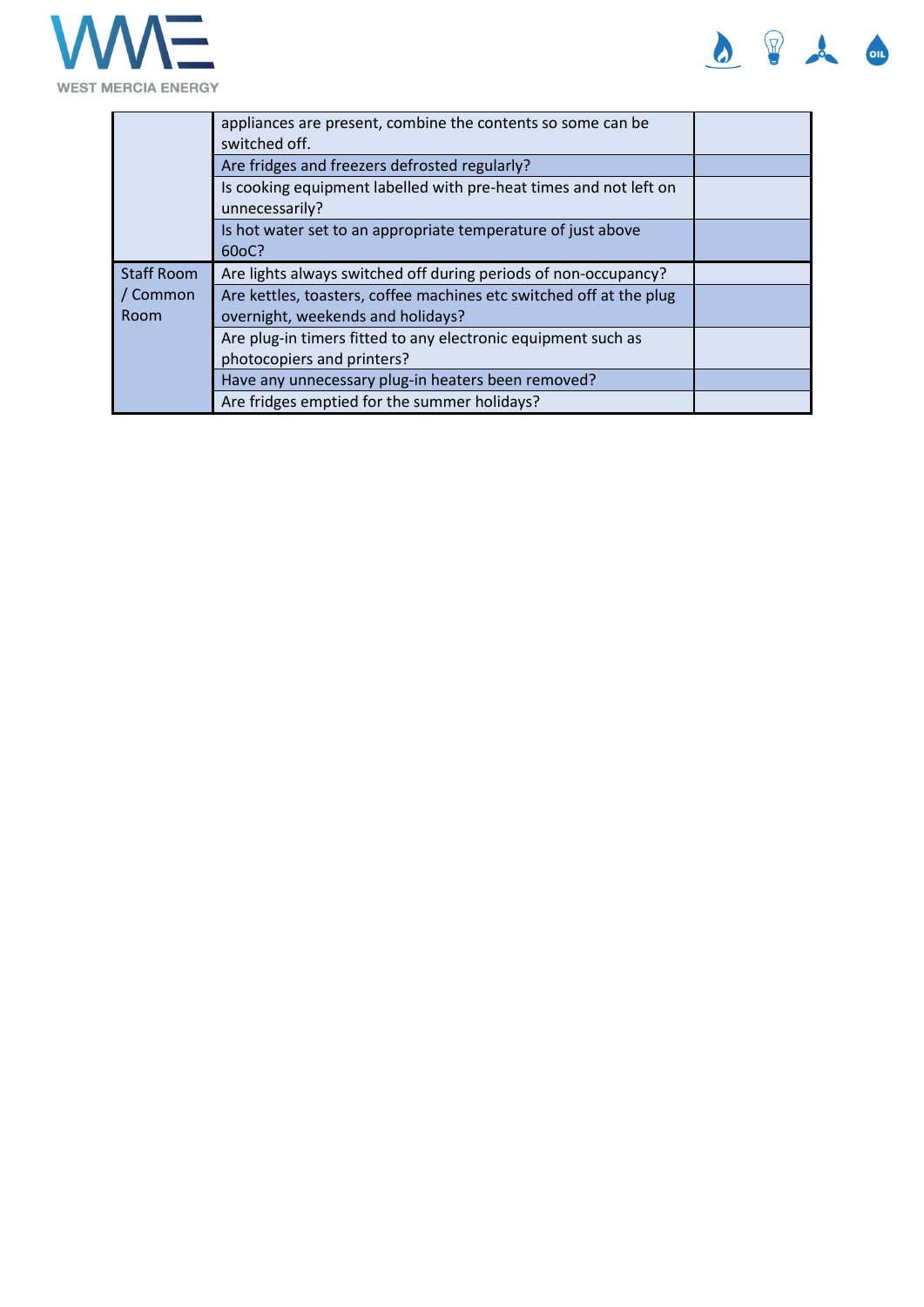| | | |
|---|---|---|
| | appliances are present, combine the contents so some can be switched off. | |
| | Are fridges and freezers defrosted regularly? | |
| | Is cooking equipment labelled with pre-heat times and not left on unnecessarily? | |
| | Is hot water set to an appropriate temperature of just above 60oC? | |
| Staff Room / Common Room | Are lights always switched off during periods of non-occupancy? | |
| | Are kettles, toasters, coffee machines etc switched off at the plug overnight, weekends and holidays? | |
| | Are plug-in timers fitted to any electronic equipment such as photocopiers and printers? | |
| | Have any unnecessary plug-in heaters been removed? | |
| | Are fridges emptied for the summer holidays? | |